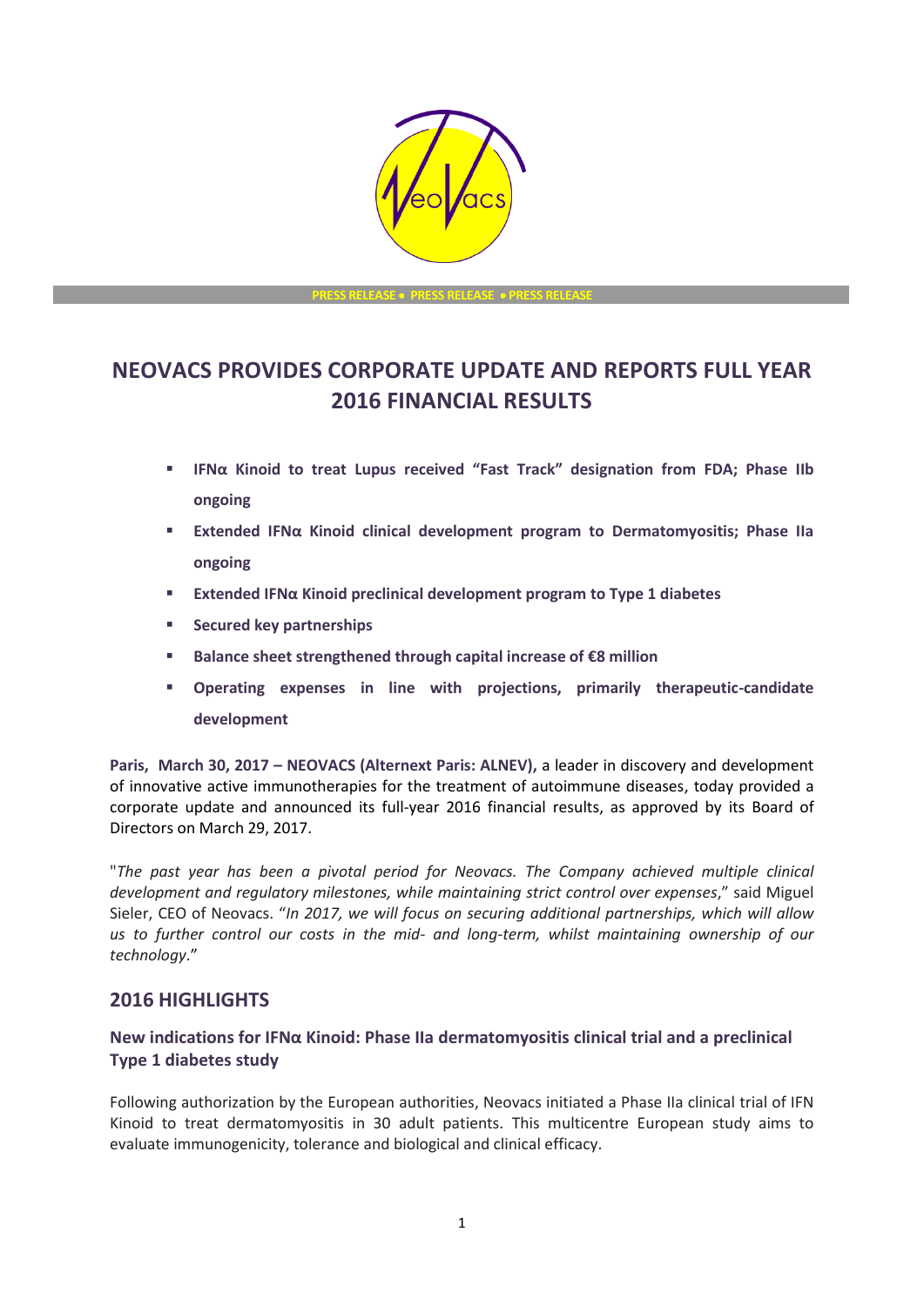PRESS RELEASE • PRESS RELEASE • PRESS RELEASE

# NEOVACS PROVIDES CORPORATE UPDATE AND REPORTS FULL YEAR 2016 FINANCIAL RESULTS

- **IFNα Kinoid to treat Lupus received "Fast Track" designation from FDA; Phase IIb ongoing**
- **Extended IFNα Kinoid clinical development program to Dermatomyositis; Phase IIa ongoing**
- **Extended IFNα Kinoid preclinical development program to Type 1 diabetes**
- **Secured key partnerships**
- **Balance sheet strengthened through capital increase of €8 million**
- **Operating expenses in line with projections, primarily therapeutic-candidate development**

**Paris, March 30, 2017 – NEOVACS (Alternext Paris: ALNEV),** a leader in discovery and development of innovative active immunotherapies for the treatment of autoimmune diseases, today provided a corporate update and announced its full-year 2016 financial results, as approved by its Board of Directors on March 29, 2017.

"*The past year has been a pivotal period for Neovacs. The Company achieved multiple clinical development and regulatory milestones, while maintaining strict control over expenses*," said Miguel Sieler, CEO of Neovacs. "*In 2017, we will focus on securing additional partnerships, which will allow us to further control our costs in the mid- and long-term, whilst maintaining ownership of our technology*."

## 2016 HIGHLIGHTS

### New indications for IFNα Kinoid: Phase IIa dermatomyositis clinical trial and a preclinical Type 1 diabetes study

Following authorization by the European authorities, Neovacs initiated a Phase IIa clinical trial of IFN Kinoid to treat dermatomyositis in 30 adult patients. This multicentre European study aims to evaluate immunogenicity, tolerance and biological and clinical efficacy.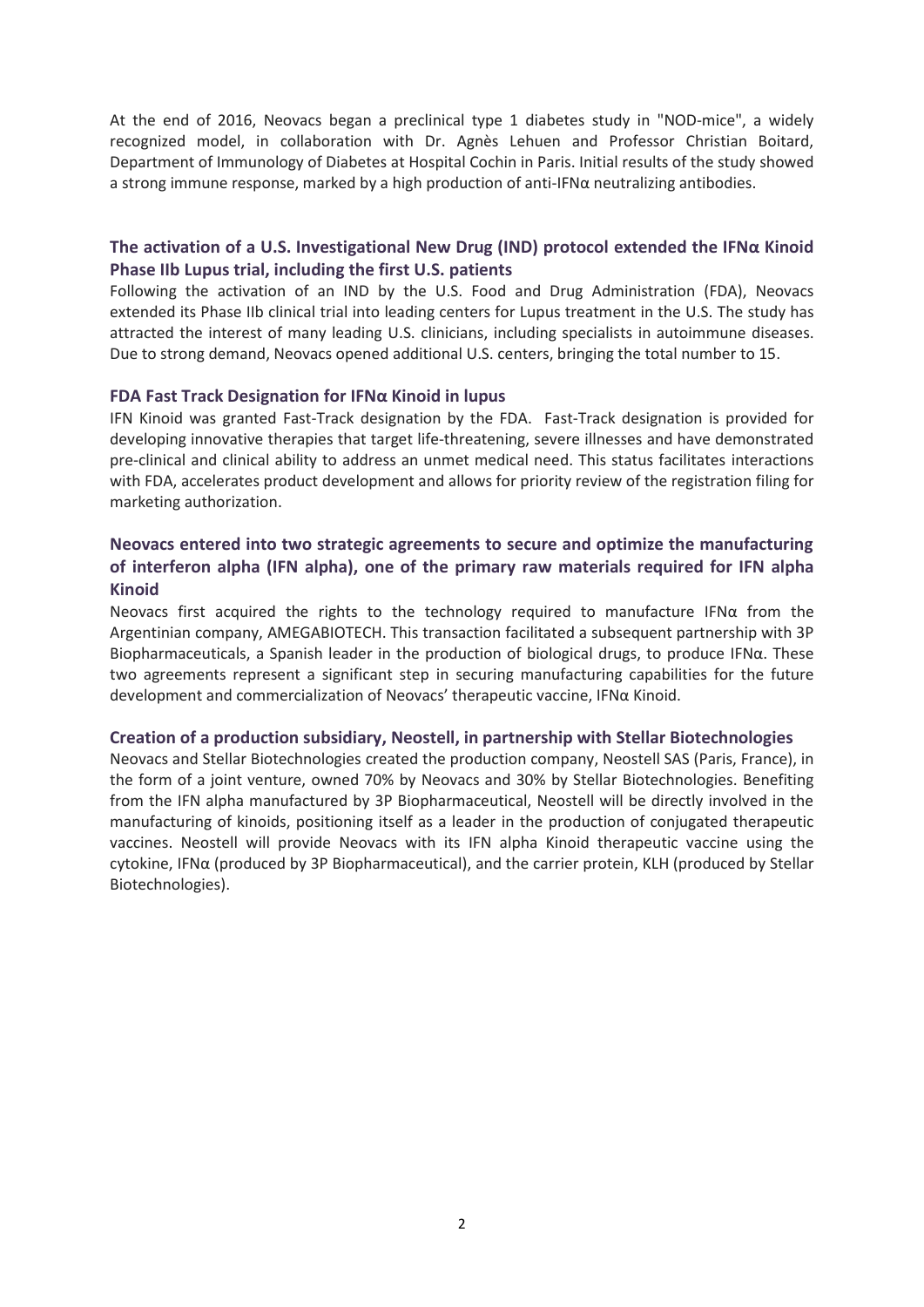At the end of 2016, Neovacs began a preclinical type 1 diabetes study in "NOD-mice", a widely recognized model, in collaboration with Dr. Agnès Lehuen and Professor Christian Boitard, Department of Immunology of Diabetes at Hospital Cochin in Paris. Initial results of the study showed a strong immune response, marked by a high production of anti-IFNα neutralizing antibodies.

### The activation of a U.S. Investigational New Drug (IND) protocol extended the IFNα Kinoid Phase IIb Lupus trial, including the first U.S. patients

Following the activation of an IND by the U.S. Food and Drug Administration (FDA), Neovacs extended its Phase IIb clinical trial into leading centers for Lupus treatment in the U.S. The study has attracted the interest of many leading U.S. clinicians, including specialists in autoimmune diseases. Due to strong demand, Neovacs opened additional U.S. centers, bringing the total number to 15.

### FDA Fast Track Designation for IFNα Kinoid in lupus

IFN Kinoid was granted Fast-Track designation by the FDA. Fast-Track designation is provided for developing innovative therapies that target life-threatening, severe illnesses and have demonstrated pre-clinical and clinical ability to address an unmet medical need. This status facilitates interactions with FDA, accelerates product development and allows for priority review of the registration filing for marketing authorization.

### Neovacs entered into two strategic agreements to secure and optimize the manufacturing of interferon alpha (IFN alpha), one of the primary raw materials required for IFN alpha Kinoid

Neovacs first acquired the rights to the technology required to manufacture IFNα from the Argentinian company, AMEGABIOTECH. This transaction facilitated a subsequent partnership with 3P Biopharmaceuticals, a Spanish leader in the production of biological drugs, to produce IFNα. These two agreements represent a significant step in securing manufacturing capabilities for the future development and commercialization of Neovacs' therapeutic vaccine, IFNα Kinoid.

### Creation of a production subsidiary, Neostell, in partnership with Stellar Biotechnologies

Neovacs and Stellar Biotechnologies created the production company, Neostell SAS (Paris, France), in the form of a joint venture, owned 70% by Neovacs and 30% by Stellar Biotechnologies. Benefiting from the IFN alpha manufactured by 3P Biopharmaceutical, Neostell will be directly involved in the manufacturing of kinoids, positioning itself as a leader in the production of conjugated therapeutic vaccines. Neostell will provide Neovacs with its IFN alpha Kinoid therapeutic vaccine using the cytokine, IFNα (produced by 3P Biopharmaceutical), and the carrier protein, KLH (produced by Stellar Biotechnologies).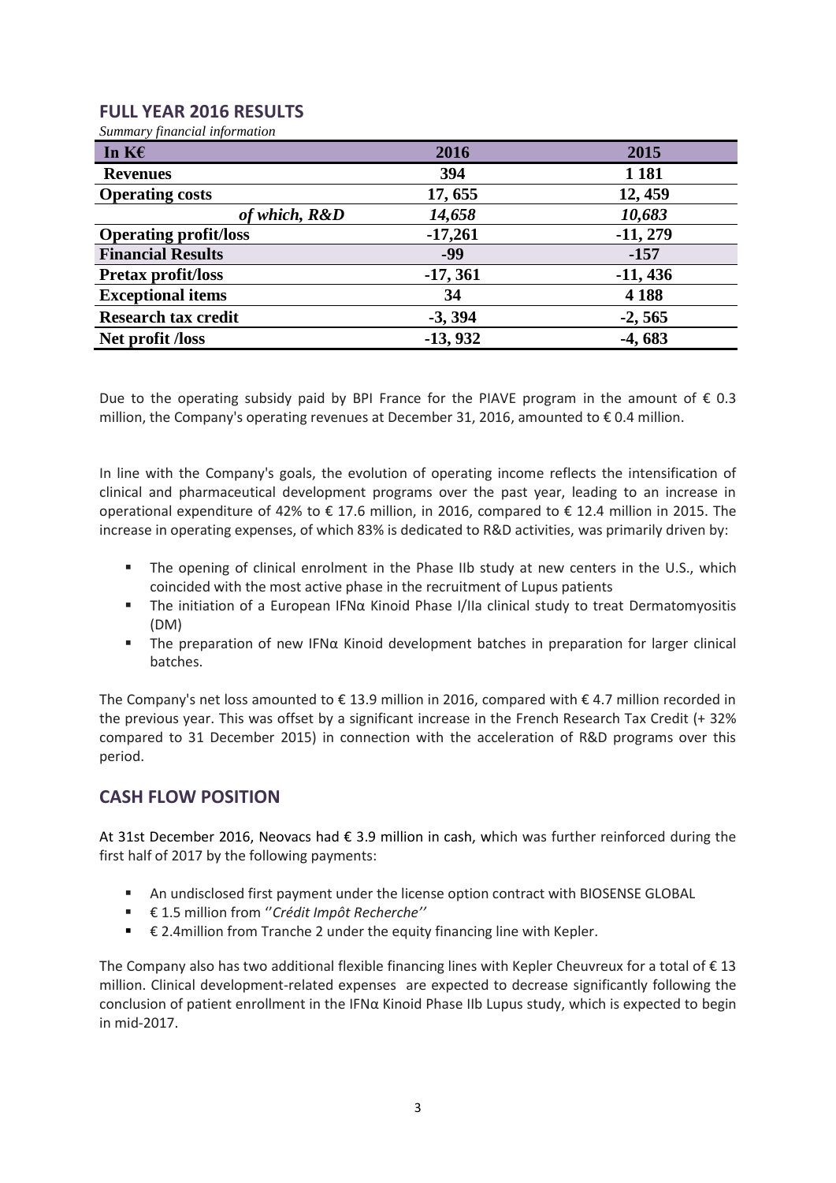## FULL YEAR 2016 RESULTS

*Summary financial information*

| In K€ | 2016 | 2015 |
|---|---|---|
| **Revenues** | **394** | **1 181** |
| **Operating costs** | **17, 655** | **12, 459** |
| ***of which, R&D*** | ***14,658*** | ***10,683*** |
| **Operating profit/loss** | **-17,261** | **-11, 279** |
| **Financial Results** | **-99** | **-157** |
| **Pretax profit/loss** | **-17, 361** | **-11, 436** |
| **Exceptional items** | **34** | **4 188** |
| **Research tax credit** | **-3, 394** | **-2, 565** |
| **Net profit /loss** | **-13, 932** | **-4, 683** |

Due to the operating subsidy paid by BPI France for the PIAVE program in the amount of € 0.3 million, the Company's operating revenues at December 31, 2016, amounted to € 0.4 million.

In line with the Company's goals, the evolution of operating income reflects the intensification of clinical and pharmaceutical development programs over the past year, leading to an increase in operational expenditure of 42% to € 17.6 million, in 2016, compared to € 12.4 million in 2015. The increase in operating expenses, of which 83% is dedicated to R&D activities, was primarily driven by:

- The opening of clinical enrolment in the Phase IIb study at new centers in the U.S., which coincided with the most active phase in the recruitment of Lupus patients
- The initiation of a European IFNα Kinoid Phase I/IIa clinical study to treat Dermatomyositis (DM)
- The preparation of new IFNα Kinoid development batches in preparation for larger clinical batches.

The Company's net loss amounted to € 13.9 million in 2016, compared with € 4.7 million recorded in the previous year. This was offset by a significant increase in the French Research Tax Credit (+ 32% compared to 31 December 2015) in connection with the acceleration of R&D programs over this period.

## CASH FLOW POSITION

At 31st December 2016, Neovacs had € 3.9 million in cash, which was further reinforced during the first half of 2017 by the following payments:

- An undisclosed first payment under the license option contract with BIOSENSE GLOBAL
- € 1.5 million from ''*Crédit Impôt Recherche*''
- € 2.4million from Tranche 2 under the equity financing line with Kepler.

The Company also has two additional flexible financing lines with Kepler Cheuvreux for a total of € 13 million. Clinical development-related expenses are expected to decrease significantly following the conclusion of patient enrollment in the IFNα Kinoid Phase IIb Lupus study, which is expected to begin in mid-2017.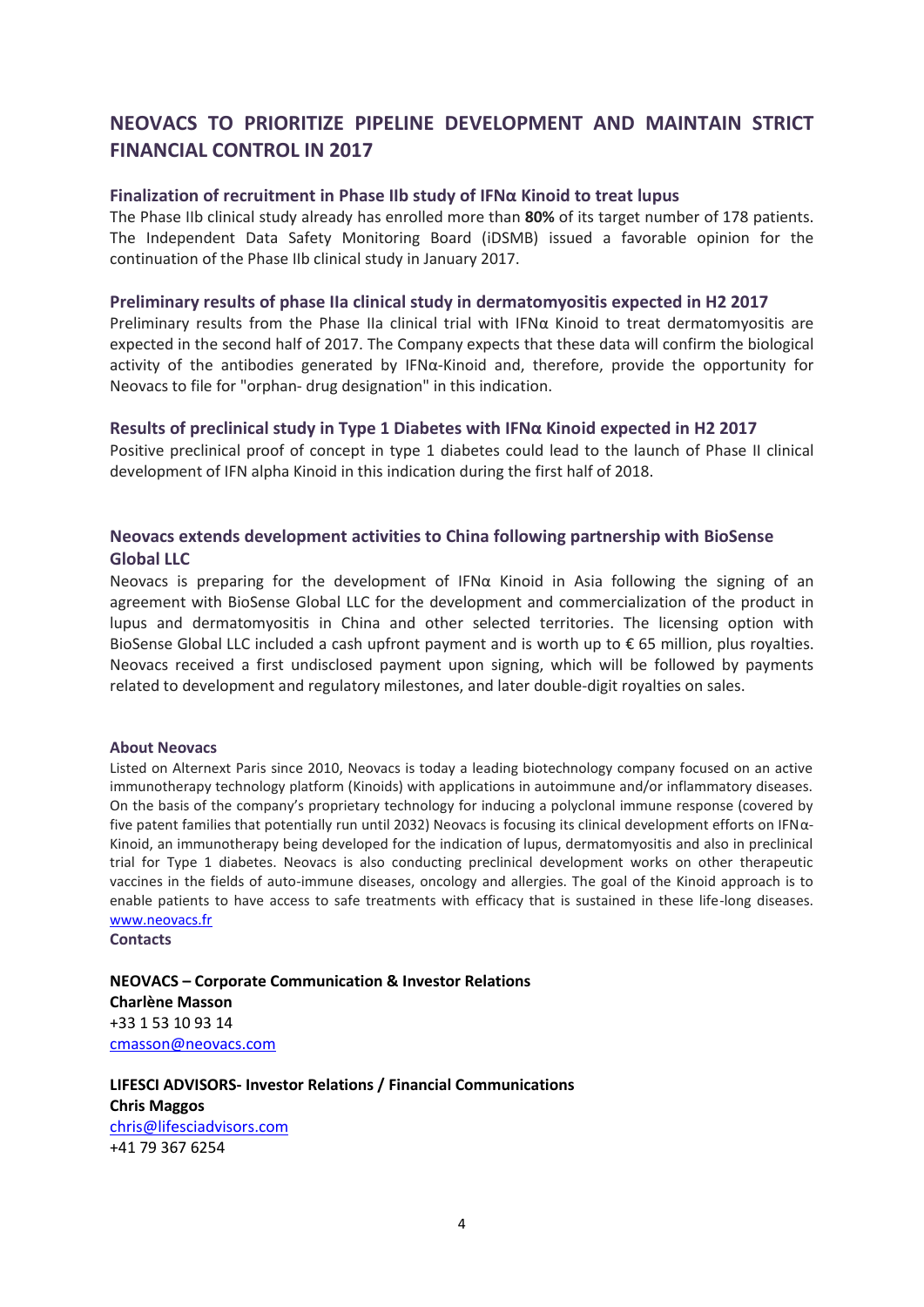# NEOVACS TO PRIORITIZE PIPELINE DEVELOPMENT AND MAINTAIN STRICT FINANCIAL CONTROL IN 2017

### Finalization of recruitment in Phase IIb study of IFNα Kinoid to treat lupus

The Phase IIb clinical study already has enrolled more than **80%** of its target number of 178 patients. The Independent Data Safety Monitoring Board (iDSMB) issued a favorable opinion for the continuation of the Phase IIb clinical study in January 2017.

### Preliminary results of phase IIa clinical study in dermatomyositis expected in H2 2017

Preliminary results from the Phase IIa clinical trial with IFNα Kinoid to treat dermatomyositis are expected in the second half of 2017. The Company expects that these data will confirm the biological activity of the antibodies generated by IFNα-Kinoid and, therefore, provide the opportunity for Neovacs to file for "orphan- drug designation" in this indication.

### Results of preclinical study in Type 1 Diabetes with IFNα Kinoid expected in H2 2017

Positive preclinical proof of concept in type 1 diabetes could lead to the launch of Phase II clinical development of IFN alpha Kinoid in this indication during the first half of 2018.

### Neovacs extends development activities to China following partnership with BioSense Global LLC

Neovacs is preparing for the development of IFNα Kinoid in Asia following the signing of an agreement with BioSense Global LLC for the development and commercialization of the product in lupus and dermatomyositis in China and other selected territories. The licensing option with BioSense Global LLC included a cash upfront payment and is worth up to € 65 million, plus royalties. Neovacs received a first undisclosed payment upon signing, which will be followed by payments related to development and regulatory milestones, and later double-digit royalties on sales.

**About Neovacs**

Listed on Alternext Paris since 2010, Neovacs is today a leading biotechnology company focused on an active immunotherapy technology platform (Kinoids) with applications in autoimmune and/or inflammatory diseases. On the basis of the company's proprietary technology for inducing a polyclonal immune response (covered by five patent families that potentially run until 2032) Neovacs is focusing its clinical development efforts on IFNα-Kinoid, an immunotherapy being developed for the indication of lupus, dermatomyositis and also in preclinical trial for Type 1 diabetes. Neovacs is also conducting preclinical development works on other therapeutic vaccines in the fields of auto-immune diseases, oncology and allergies. The goal of the Kinoid approach is to enable patients to have access to safe treatments with efficacy that is sustained in these life-long diseases. www.neovacs.fr

**Contacts**

**NEOVACS – Corporate Communication & Investor Relations**
**Charlène Masson**
+33 1 53 10 93 14
cmasson@neovacs.com

**LIFESCI ADVISORS- Investor Relations / Financial Communications**
**Chris Maggos**
chris@lifesciadvisors.com
+41 79 367 6254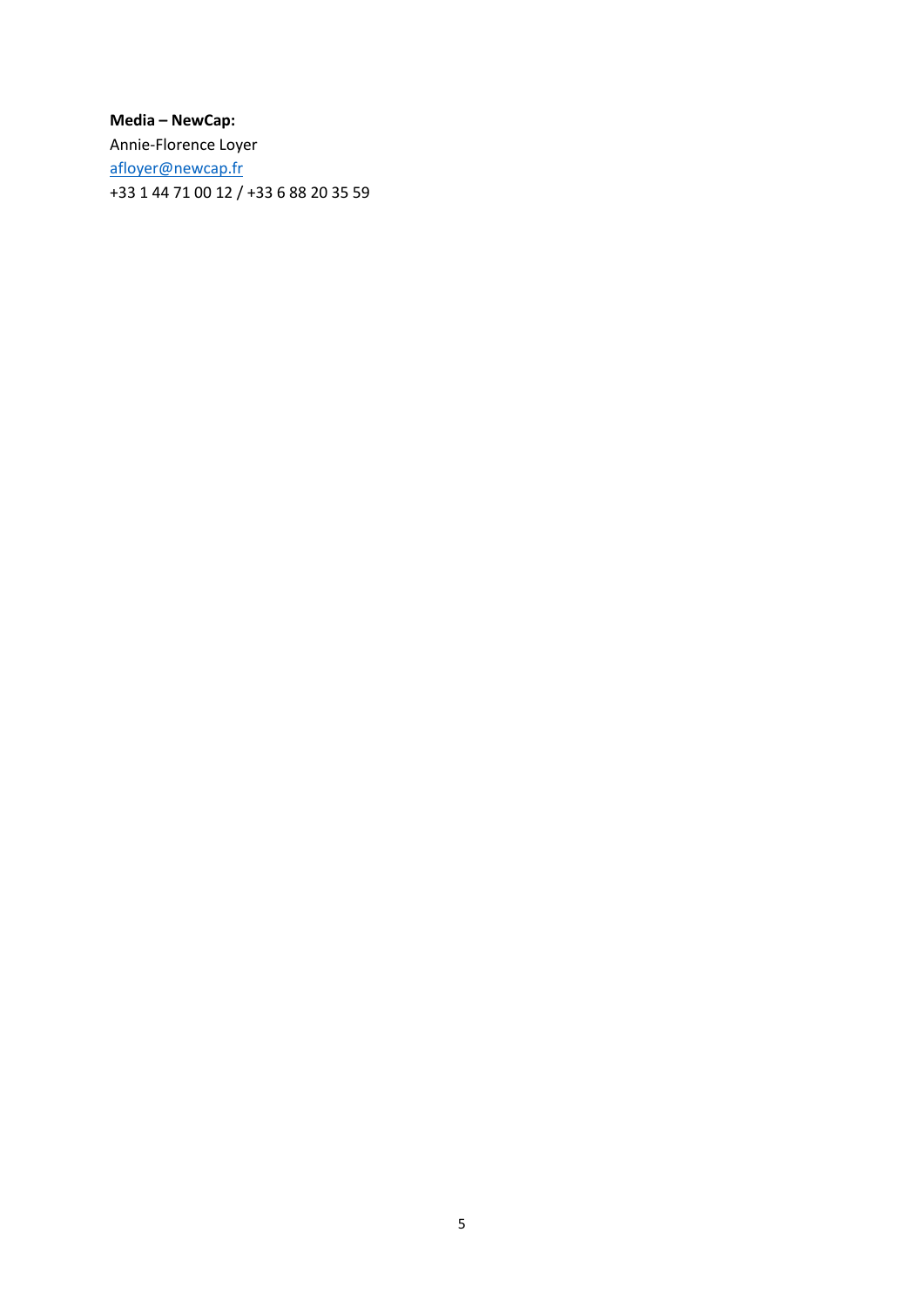**Media – NewCap:**
Annie-Florence Loyer
afloyer@newcap.fr
+33 1 44 71 00 12 / +33 6 88 20 35 59